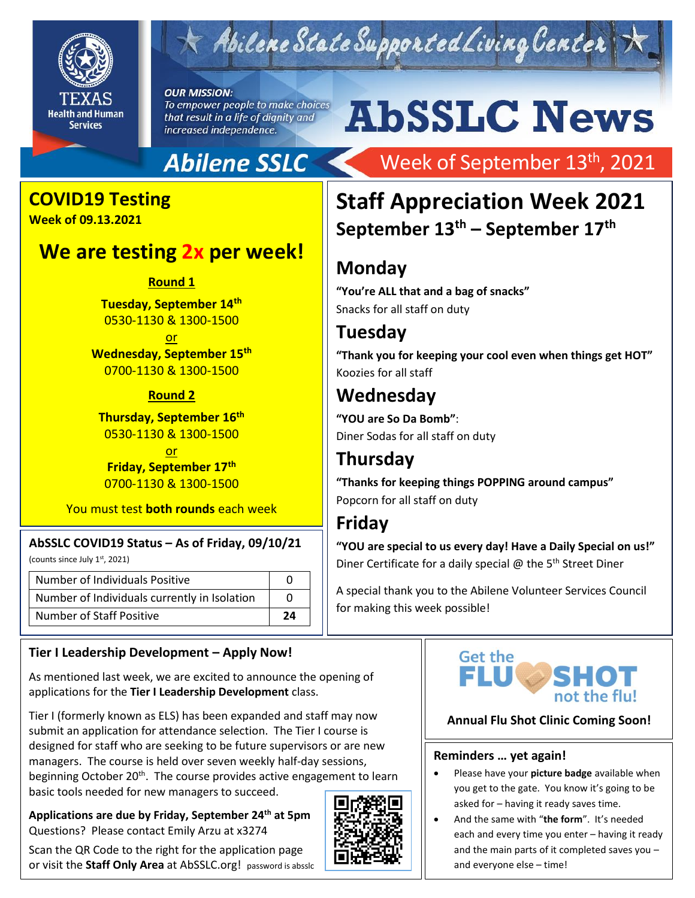Texas Health and Human Services

# Abilene State Supported Living Center

***OUR MISSION:*** *To empower people to make choices that result in a life of dignity and increased independence.*

# AbSSLC News

**Abilene SSLC** — Week of September 13th, 2021

## COVID19 Testing

**Week of 09.13.2021**

### We are testing 2x per week!

**Round 1**

**Tuesday, September 14th**
0530-1130 & 1300-1500
or
**Wednesday, September 15th**
0700-1130 & 1300-1500

**Round 2**

**Thursday, September 16th**
0530-1130 & 1300-1500
or
**Friday, September 17th**
0700-1130 & 1300-1500

You must test **both rounds** each week

### AbSSLC COVID19 Status – As of Friday, 09/10/21

(counts since July 1st, 2021)

| Number of Individuals Positive | 0 |
|---|---|
| Number of Individuals currently in Isolation | 0 |
| Number of Staff Positive | **24** |

## Staff Appreciation Week 2021

### September 13th – September 17th

### Monday

**"You're ALL that and a bag of snacks"**
Snacks for all staff on duty

### Tuesday

**"Thank you for keeping your cool even when things get HOT"**
Koozies for all staff

### Wednesday

**"YOU are So Da Bomb"**:
Diner Sodas for all staff on duty

### Thursday

**"Thanks for keeping things POPPING around campus"**
Popcorn for all staff on duty

### Friday

**"YOU are special to us every day! Have a Daily Special on us!"**
Diner Certificate for a daily special @ the 5th Street Diner

A special thank you to the Abilene Volunteer Services Council for making this week possible!

## Tier I Leadership Development – Apply Now!

As mentioned last week, we are excited to announce the opening of applications for the **Tier I Leadership Development** class.

Tier I (formerly known as ELS) has been expanded and staff may now submit an application for attendance selection. The Tier I course is designed for staff who are seeking to be future supervisors or are new managers. The course is held over seven weekly half-day sessions, beginning October 20th. The course provides active engagement to learn basic tools needed for new managers to succeed.

**Applications are due by Friday, September 24th at 5pm**
Questions? Please contact Emily Arzu at x3274

Scan the QR Code to the right for the application page or visit the **Staff Only Area** at AbSSLC.org! password is abssl c

## Get the FLU SHOT not the flu!

**Annual Flu Shot Clinic Coming Soon!**

## Reminders … yet again!

- Please have your **picture badge** available when you get to the gate. You know it's going to be asked for – having it ready saves time.
- And the same with "**the form**". It's needed each and every time you enter – having it ready and the main parts of it completed saves you – and everyone else – time!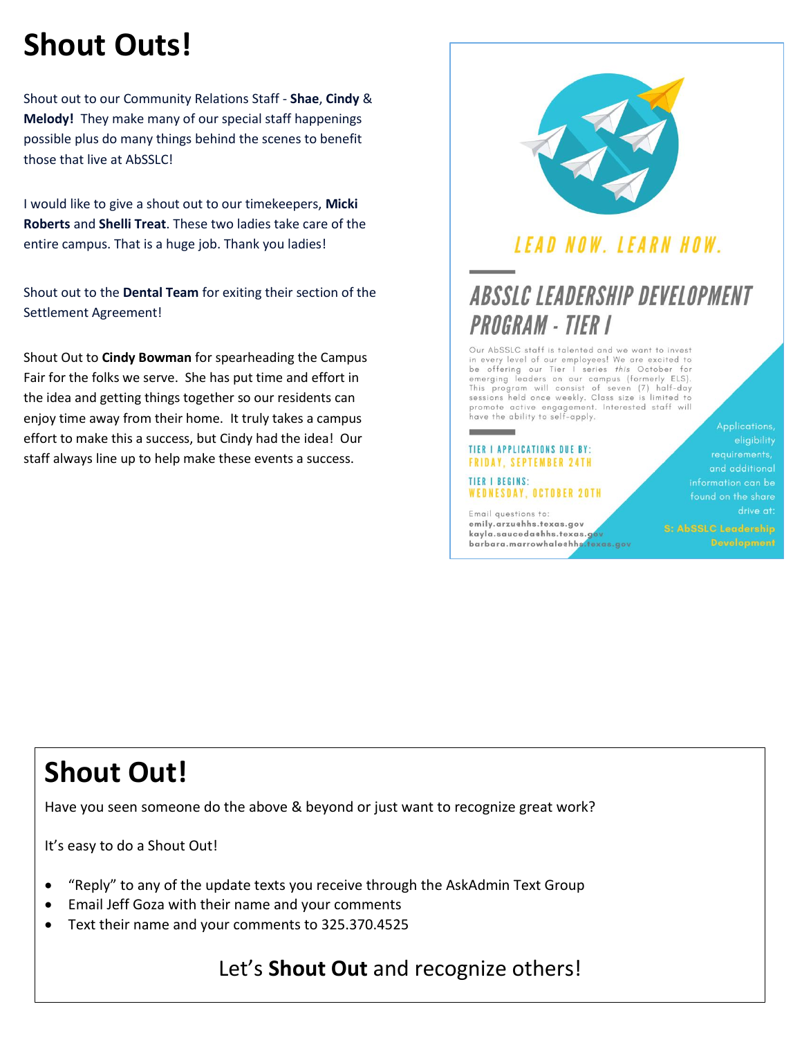# Shout Outs!

Shout out to our Community Relations Staff - **Shae**, **Cindy** & **Melody!** They make many of our special staff happenings possible plus do many things behind the scenes to benefit those that live at AbSSLC!

I would like to give a shout out to our timekeepers, **Micki Roberts** and **Shelli Treat**. These two ladies take care of the entire campus. That is a huge job. Thank you ladies!

Shout out to the **Dental Team** for exiting their section of the Settlement Agreement!

Shout Out to **Cindy Bowman** for spearheading the Campus Fair for the folks we serve. She has put time and effort in the idea and getting things together so our residents can enjoy time away from their home. It truly takes a campus effort to make this a success, but Cindy had the idea! Our staff always line up to help make these events a success.

LEAD NOW. LEARN HOW.

## ABSSLC LEADERSHIP DEVELOPMENT PROGRAM - TIER I

Our AbSSLC staff is talented and we want to invest in every level of our employees! We are excited to be offering our Tier I series *this* October for emerging leaders on our campus (formerly ELS). This program will consist of seven (7) half-day sessions held once weekly. Class size is limited to promote active engagement. Interested staff will have the ability to self-apply.

TIER I APPLICATIONS DUE BY:
FRIDAY, SEPTEMBER 24TH

TIER I BEGINS:
WEDNESDAY, OCTOBER 20TH

Email questions to:
**emily.arzu@hhs.texas.gov**
**kayla.sauceda@hhs.texas.gov**
**barbara.marrowhale@hhs.texas.gov**

Applications, eligibility requirements, and additional information can be found on the share drive at:
**S: AbSSLC Leadership Development**

# Shout Out!

Have you seen someone do the above & beyond or just want to recognize great work?

It's easy to do a Shout Out!

- "Reply" to any of the update texts you receive through the AskAdmin Text Group
- Email Jeff Goza with their name and your comments
- Text their name and your comments to 325.370.4525

Let's **Shout Out** and recognize others!